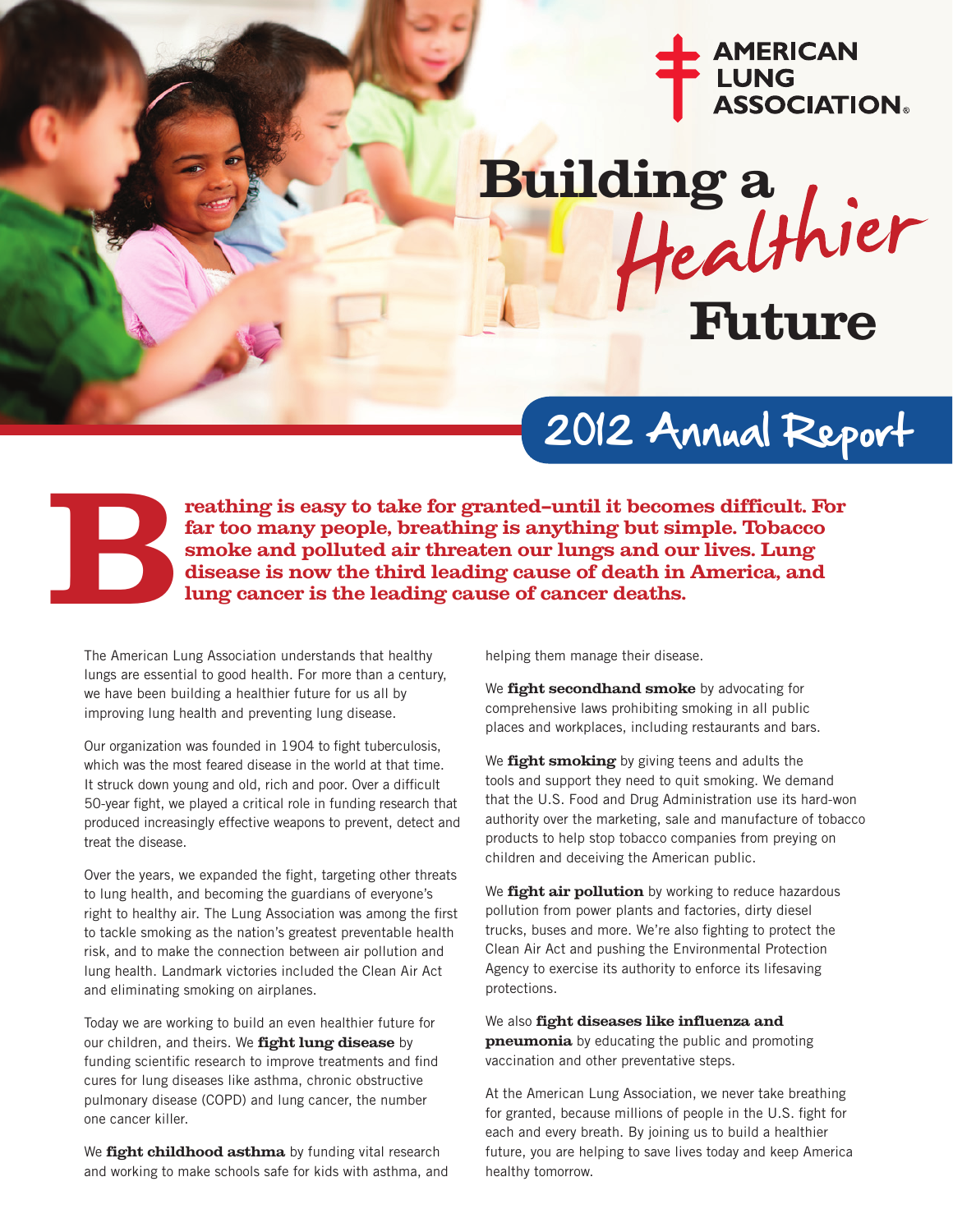AMERICAN LUNG ASSOCIATION.

# Building a Healthier Future

## 2012 Annual Report

**Breathing is easy to take for granted–until it becomes difficult. For far too many people, breathing is anything but simple. Tobacco smoke and polluted air threaten our lungs and our lives. Lung disease is now the third leading cause of death in America, and lung cancer is the leading cause of cancer deaths.**

The American Lung Association understands that healthy lungs are essential to good health. For more than a century, we have been building a healthier future for us all by improving lung health and preventing lung disease.

Our organization was founded in 1904 to fight tuberculosis, which was the most feared disease in the world at that time. It struck down young and old, rich and poor. Over a difficult 50-year fight, we played a critical role in funding research that produced increasingly effective weapons to prevent, detect and treat the disease.

Over the years, we expanded the fight, targeting other threats to lung health, and becoming the guardians of everyone's right to healthy air. The Lung Association was among the first to tackle smoking as the nation's greatest preventable health risk, and to make the connection between air pollution and lung health. Landmark victories included the Clean Air Act and eliminating smoking on airplanes.

Today we are working to build an even healthier future for our children, and theirs. We **fight lung disease** by funding scientific research to improve treatments and find cures for lung diseases like asthma, chronic obstructive pulmonary disease (COPD) and lung cancer, the number one cancer killer.

We **fight childhood asthma** by funding vital research and working to make schools safe for kids with asthma, and helping them manage their disease.

We **fight secondhand smoke** by advocating for comprehensive laws prohibiting smoking in all public places and workplaces, including restaurants and bars.

We **fight smoking** by giving teens and adults the tools and support they need to quit smoking. We demand that the U.S. Food and Drug Administration use its hard-won authority over the marketing, sale and manufacture of tobacco products to help stop tobacco companies from preying on children and deceiving the American public.

We **fight air pollution** by working to reduce hazardous pollution from power plants and factories, dirty diesel trucks, buses and more. We're also fighting to protect the Clean Air Act and pushing the Environmental Protection Agency to exercise its authority to enforce its lifesaving protections.

We also **fight diseases like influenza and pneumonia** by educating the public and promoting vaccination and other preventative steps.

At the American Lung Association, we never take breathing for granted, because millions of people in the U.S. fight for each and every breath. By joining us to build a healthier future, you are helping to save lives today and keep America healthy tomorrow.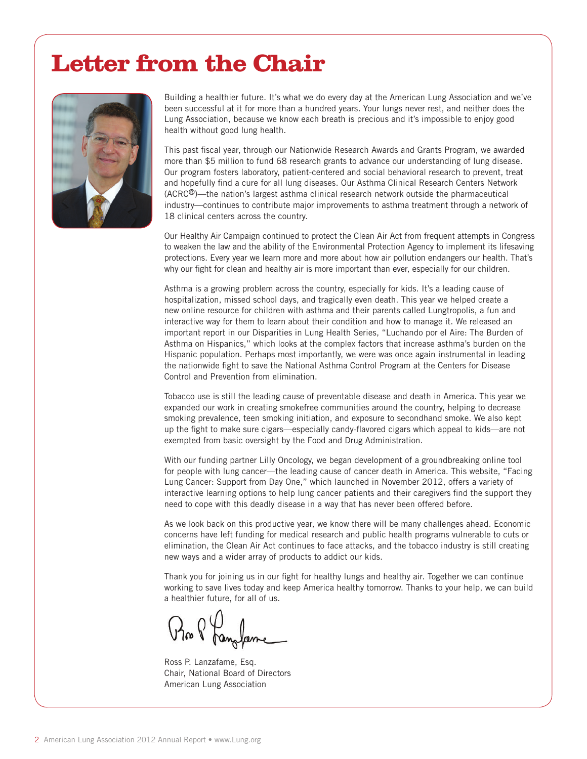# Letter from the Chair

Building a healthier future. It's what we do every day at the American Lung Association and we've been successful at it for more than a hundred years. Your lungs never rest, and neither does the Lung Association, because we know each breath is precious and it's impossible to enjoy good health without good lung health.

This past fiscal year, through our Nationwide Research Awards and Grants Program, we awarded more than $5 million to fund 68 research grants to advance our understanding of lung disease. Our program fosters laboratory, patient-centered and social behavioral research to prevent, treat and hopefully find a cure for all lung diseases. Our Asthma Clinical Research Centers Network (ACRC®)—the nation's largest asthma clinical research network outside the pharmaceutical industry—continues to contribute major improvements to asthma treatment through a network of 18 clinical centers across the country.

Our Healthy Air Campaign continued to protect the Clean Air Act from frequent attempts in Congress to weaken the law and the ability of the Environmental Protection Agency to implement its lifesaving protections. Every year we learn more and more about how air pollution endangers our health. That's why our fight for clean and healthy air is more important than ever, especially for our children.

Asthma is a growing problem across the country, especially for kids. It's a leading cause of hospitalization, missed school days, and tragically even death. This year we helped create a new online resource for children with asthma and their parents called Lungtropolis, a fun and interactive way for them to learn about their condition and how to manage it. We released an important report in our Disparities in Lung Health Series, "Luchando por el Aire: The Burden of Asthma on Hispanics," which looks at the complex factors that increase asthma's burden on the Hispanic population. Perhaps most importantly, we were was once again instrumental in leading the nationwide fight to save the National Asthma Control Program at the Centers for Disease Control and Prevention from elimination.

Tobacco use is still the leading cause of preventable disease and death in America. This year we expanded our work in creating smokefree communities around the country, helping to decrease smoking prevalence, teen smoking initiation, and exposure to secondhand smoke. We also kept up the fight to make sure cigars—especially candy-flavored cigars which appeal to kids—are not exempted from basic oversight by the Food and Drug Administration.

With our funding partner Lilly Oncology, we began development of a groundbreaking online tool for people with lung cancer—the leading cause of cancer death in America. This website, "Facing Lung Cancer: Support from Day One," which launched in November 2012, offers a variety of interactive learning options to help lung cancer patients and their caregivers find the support they need to cope with this deadly disease in a way that has never been offered before.

As we look back on this productive year, we know there will be many challenges ahead. Economic concerns have left funding for medical research and public health programs vulnerable to cuts or elimination, the Clean Air Act continues to face attacks, and the tobacco industry is still creating new ways and a wider array of products to addict our kids.

Thank you for joining us in our fight for healthy lungs and healthy air. Together we can continue working to save lives today and keep America healthy tomorrow. Thanks to your help, we can build a healthier future, for all of us.

Ross P. Lanzafame, Esq.
Chair, National Board of Directors
American Lung Association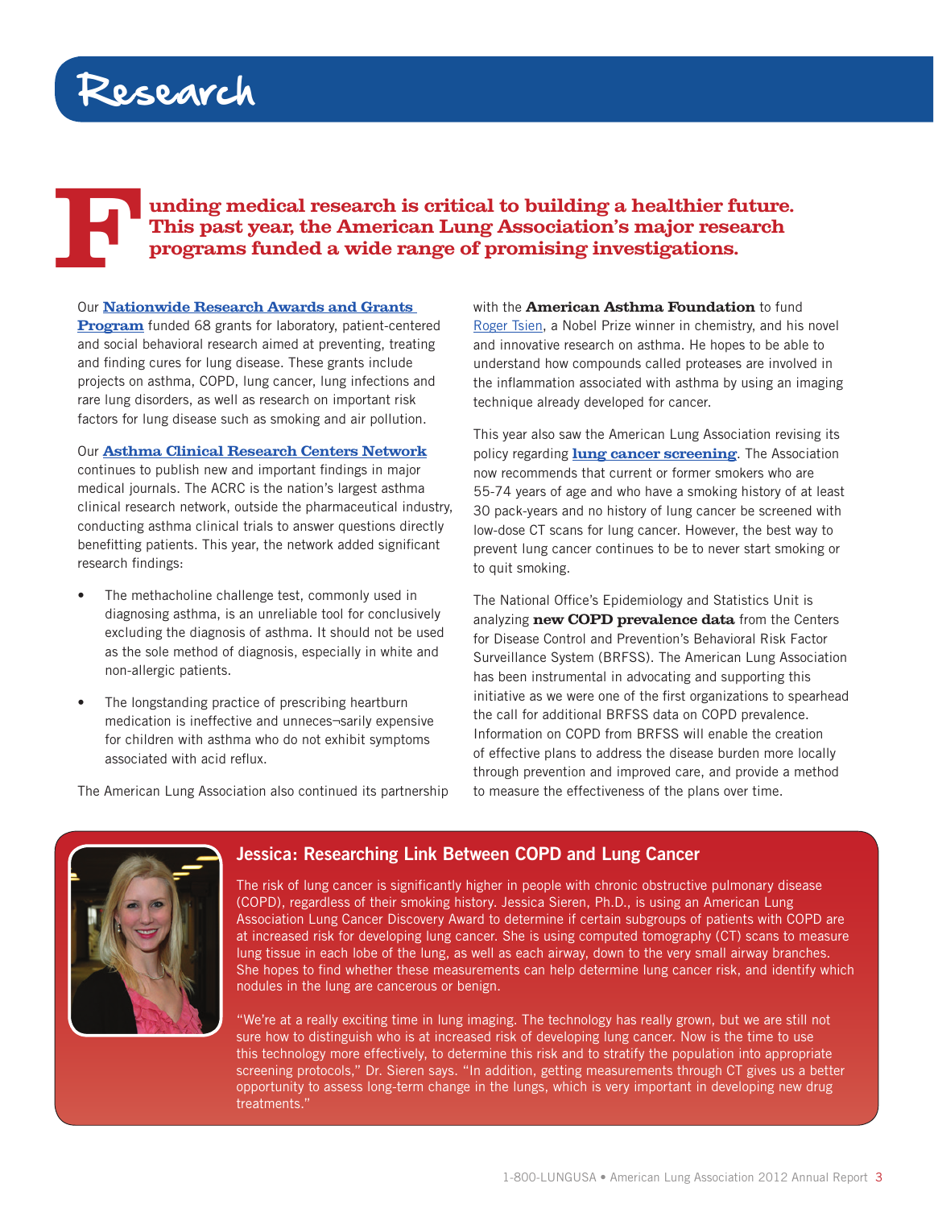# Research

**Funding medical research is critical to building a healthier future. This past year, the American Lung Association's major research programs funded a wide range of promising investigations.**

Our **Nationwide Research Awards and Grants Program** funded 68 grants for laboratory, patient-centered and social behavioral research aimed at preventing, treating and finding cures for lung disease. These grants include projects on asthma, COPD, lung cancer, lung infections and rare lung disorders, as well as research on important risk factors for lung disease such as smoking and air pollution.

Our **Asthma Clinical Research Centers Network** continues to publish new and important findings in major medical journals. The ACRC is the nation's largest asthma clinical research network, outside the pharmaceutical industry, conducting asthma clinical trials to answer questions directly benefitting patients. This year, the network added significant research findings:

- The methacholine challenge test, commonly used in diagnosing asthma, is an unreliable tool for conclusively excluding the diagnosis of asthma. It should not be used as the sole method of diagnosis, especially in white and non-allergic patients.
- The longstanding practice of prescribing heartburn medication is ineffective and unneces¬sarily expensive for children with asthma who do not exhibit symptoms associated with acid reflux.

The American Lung Association also continued its partnership with the **American Asthma Foundation** to fund Roger Tsien, a Nobel Prize winner in chemistry, and his novel and innovative research on asthma. He hopes to be able to understand how compounds called proteases are involved in the inflammation associated with asthma by using an imaging technique already developed for cancer.

This year also saw the American Lung Association revising its policy regarding **lung cancer screening**. The Association now recommends that current or former smokers who are 55-74 years of age and who have a smoking history of at least 30 pack-years and no history of lung cancer be screened with low-dose CT scans for lung cancer. However, the best way to prevent lung cancer continues to be to never start smoking or to quit smoking.

The National Office's Epidemiology and Statistics Unit is analyzing **new COPD prevalence data** from the Centers for Disease Control and Prevention's Behavioral Risk Factor Surveillance System (BRFSS). The American Lung Association has been instrumental in advocating and supporting this initiative as we were one of the first organizations to spearhead the call for additional BRFSS data on COPD prevalence. Information on COPD from BRFSS will enable the creation of effective plans to address the disease burden more locally through prevention and improved care, and provide a method to measure the effectiveness of the plans over time.

## Jessica: Researching Link Between COPD and Lung Cancer

The risk of lung cancer is significantly higher in people with chronic obstructive pulmonary disease (COPD), regardless of their smoking history. Jessica Sieren, Ph.D., is using an American Lung Association Lung Cancer Discovery Award to determine if certain subgroups of patients with COPD are at increased risk for developing lung cancer. She is using computed tomography (CT) scans to measure lung tissue in each lobe of the lung, as well as each airway, down to the very small airway branches. She hopes to find whether these measurements can help determine lung cancer risk, and identify which nodules in the lung are cancerous or benign.

"We're at a really exciting time in lung imaging. The technology has really grown, but we are still not sure how to distinguish who is at increased risk of developing lung cancer. Now is the time to use this technology more effectively, to determine this risk and to stratify the population into appropriate screening protocols," Dr. Sieren says. "In addition, getting measurements through CT gives us a better opportunity to assess long-term change in the lungs, which is very important in developing new drug treatments."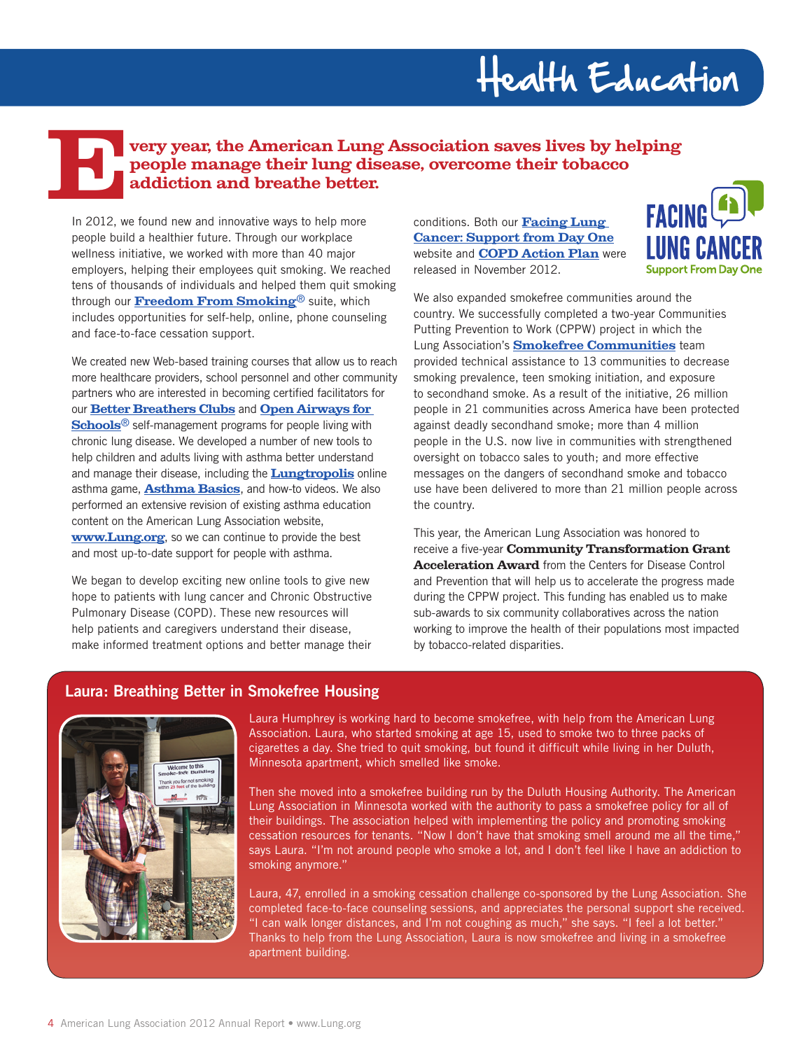# Health Education

**Every year, the American Lung Association saves lives by helping people manage their lung disease, overcome their tobacco addiction and breathe better.**

In 2012, we found new and innovative ways to help more people build a healthier future. Through our workplace wellness initiative, we worked with more than 40 major employers, helping their employees quit smoking. We reached tens of thousands of individuals and helped them quit smoking through our **Freedom From Smoking®** suite, which includes opportunities for self-help, online, phone counseling and face-to-face cessation support.

We created new Web-based training courses that allow us to reach more healthcare providers, school personnel and other community partners who are interested in becoming certified facilitators for our **Better Breathers Clubs** and **Open Airways for Schools®** self-management programs for people living with chronic lung disease. We developed a number of new tools to help children and adults living with asthma better understand and manage their disease, including the **Lungtropolis** online asthma game, **Asthma Basics**, and how-to videos. We also performed an extensive revision of existing asthma education content on the American Lung Association website, **www.Lung.org**, so we can continue to provide the best and most up-to-date support for people with asthma.

We began to develop exciting new online tools to give new hope to patients with lung cancer and Chronic Obstructive Pulmonary Disease (COPD). These new resources will help patients and caregivers understand their disease, make informed treatment options and better manage their conditions. Both our **Facing Lung Cancer: Support from Day One** website and **COPD Action Plan** were released in November 2012.

FACING LUNG CANCER
Support From Day One

We also expanded smokefree communities around the country. We successfully completed a two-year Communities Putting Prevention to Work (CPPW) project in which the Lung Association's **Smokefree Communities** team provided technical assistance to 13 communities to decrease smoking prevalence, teen smoking initiation, and exposure to secondhand smoke. As a result of the initiative, 26 million people in 21 communities across America have been protected against deadly secondhand smoke; more than 4 million people in the U.S. now live in communities with strengthened oversight on tobacco sales to youth; and more effective messages on the dangers of secondhand smoke and tobacco use have been delivered to more than 21 million people across the country.

This year, the American Lung Association was honored to receive a five-year **Community Transformation Grant Acceleration Award** from the Centers for Disease Control and Prevention that will help us to accelerate the progress made during the CPPW project. This funding has enabled us to make sub-awards to six community collaboratives across the nation working to improve the health of their populations most impacted by tobacco-related disparities.

## Laura: Breathing Better in Smokefree Housing

Laura Humphrey is working hard to become smokefree, with help from the American Lung Association. Laura, who started smoking at age 15, used to smoke two to three packs of cigarettes a day. She tried to quit smoking, but found it difficult while living in her Duluth, Minnesota apartment, which smelled like smoke.

Then she moved into a smokefree building run by the Duluth Housing Authority. The American Lung Association in Minnesota worked with the authority to pass a smokefree policy for all of their buildings. The association helped with implementing the policy and promoting smoking cessation resources for tenants. "Now I don't have that smoking smell around me all the time," says Laura. "I'm not around people who smoke a lot, and I don't feel like I have an addiction to smoking anymore."

Laura, 47, enrolled in a smoking cessation challenge co-sponsored by the Lung Association. She completed face-to-face counseling sessions, and appreciates the personal support she received. "I can walk longer distances, and I'm not coughing as much," she says. "I feel a lot better." Thanks to help from the Lung Association, Laura is now smokefree and living in a smokefree apartment building.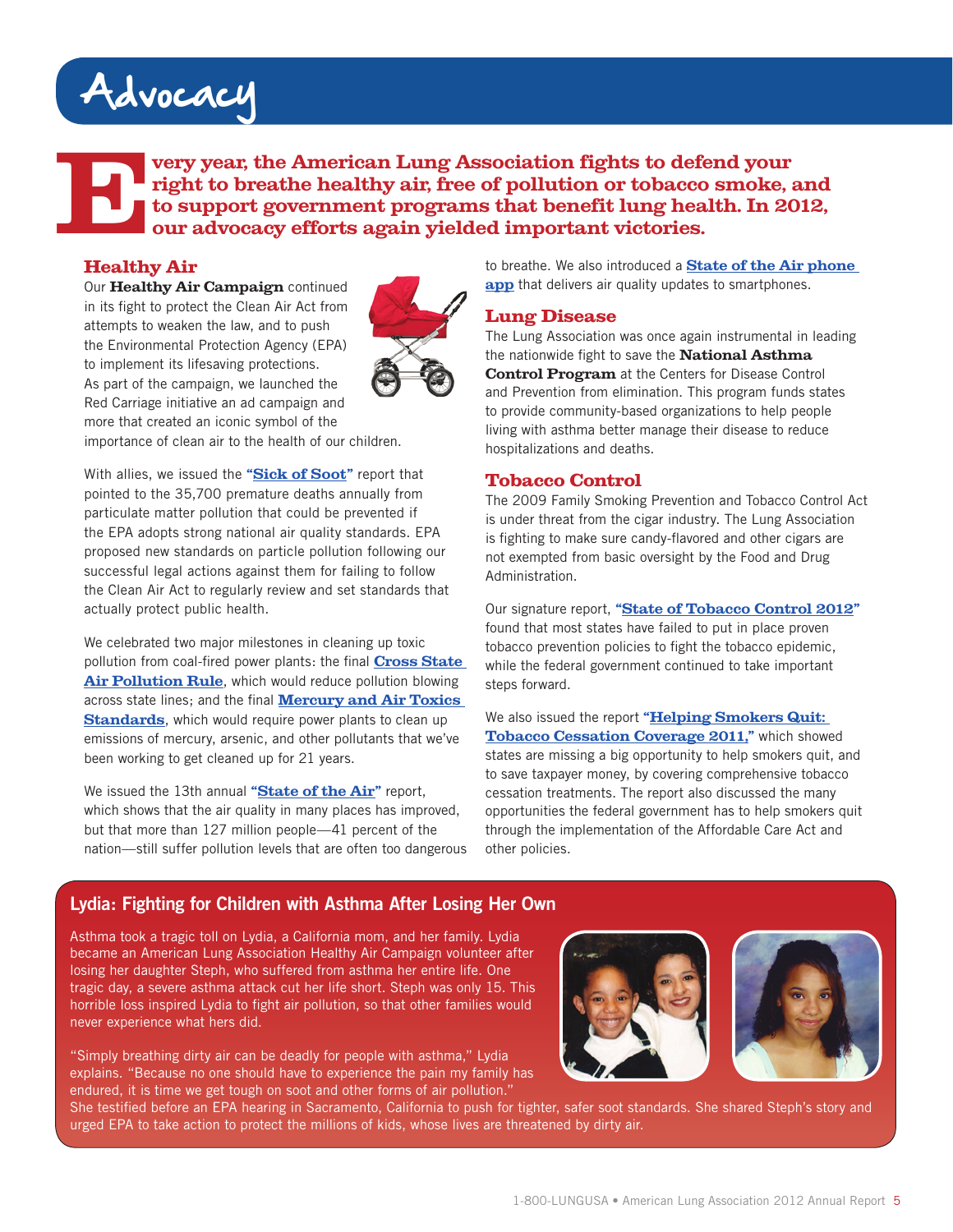# Advocacy

**Every year, the American Lung Association fights to defend your right to breathe healthy air, free of pollution or tobacco smoke, and to support government programs that benefit lung health. In 2012, our advocacy efforts again yielded important victories.**

## Healthy Air

Our **Healthy Air Campaign** continued in its fight to protect the Clean Air Act from attempts to weaken the law, and to push the Environmental Protection Agency (EPA) to implement its lifesaving protections. As part of the campaign, we launched the Red Carriage initiative an ad campaign and more that created an iconic symbol of the importance of clean air to the health of our children.

With allies, we issued the **"Sick of Soot"** report that pointed to the 35,700 premature deaths annually from particulate matter pollution that could be prevented if the EPA adopts strong national air quality standards. EPA proposed new standards on particle pollution following our successful legal actions against them for failing to follow the Clean Air Act to regularly review and set standards that actually protect public health.

We celebrated two major milestones in cleaning up toxic pollution from coal-fired power plants: the final **Cross State Air Pollution Rule**, which would reduce pollution blowing across state lines; and the final **Mercury and Air Toxics Standards**, which would require power plants to clean up emissions of mercury, arsenic, and other pollutants that we've been working to get cleaned up for 21 years.

We issued the 13th annual **"State of the Air"** report, which shows that the air quality in many places has improved, but that more than 127 million people—41 percent of the nation—still suffer pollution levels that are often too dangerous to breathe. We also introduced a **State of the Air phone app** that delivers air quality updates to smartphones.

## Lung Disease

The Lung Association was once again instrumental in leading the nationwide fight to save the **National Asthma Control Program** at the Centers for Disease Control and Prevention from elimination. This program funds states to provide community-based organizations to help people living with asthma better manage their disease to reduce hospitalizations and deaths.

## Tobacco Control

The 2009 Family Smoking Prevention and Tobacco Control Act is under threat from the cigar industry. The Lung Association is fighting to make sure candy-flavored and other cigars are not exempted from basic oversight by the Food and Drug Administration.

Our signature report, **"State of Tobacco Control 2012"** found that most states have failed to put in place proven tobacco prevention policies to fight the tobacco epidemic, while the federal government continued to take important steps forward.

We also issued the report **"Helping Smokers Quit: Tobacco Cessation Coverage 2011,"** which showed states are missing a big opportunity to help smokers quit, and to save taxpayer money, by covering comprehensive tobacco cessation treatments. The report also discussed the many opportunities the federal government has to help smokers quit through the implementation of the Affordable Care Act and other policies.

## Lydia: Fighting for Children with Asthma After Losing Her Own

Asthma took a tragic toll on Lydia, a California mom, and her family. Lydia became an American Lung Association Healthy Air Campaign volunteer after losing her daughter Steph, who suffered from asthma her entire life. One tragic day, a severe asthma attack cut her life short. Steph was only 15. This horrible loss inspired Lydia to fight air pollution, so that other families would never experience what hers did.

"Simply breathing dirty air can be deadly for people with asthma," Lydia explains. "Because no one should have to experience the pain my family has endured, it is time we get tough on soot and other forms of air pollution." She testified before an EPA hearing in Sacramento, California to push for tighter, safer soot standards. She shared Steph's story and urged EPA to take action to protect the millions of kids, whose lives are threatened by dirty air.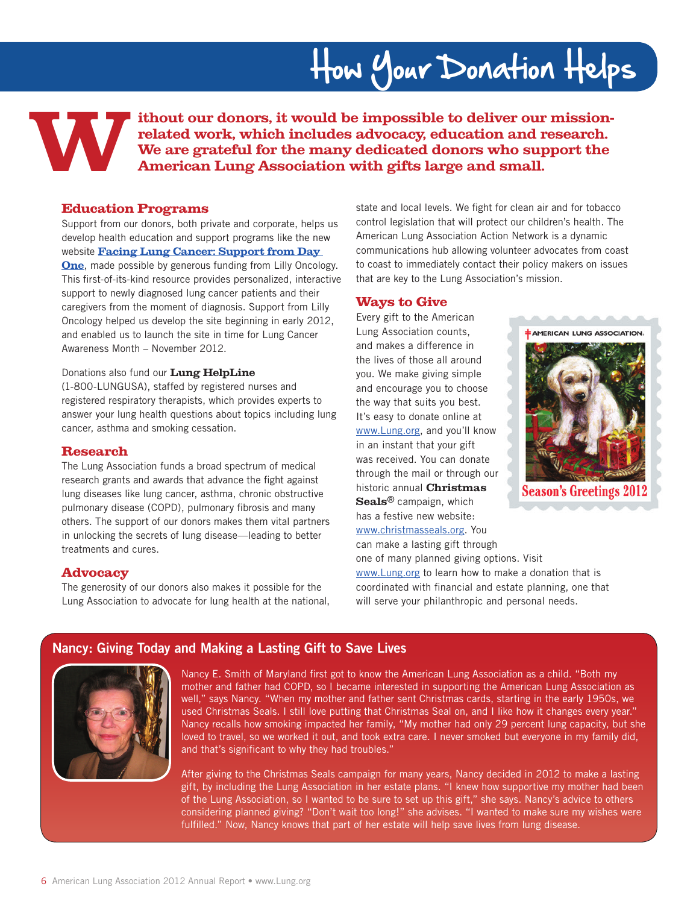# How Your Donation Helps

**Without our donors, it would be impossible to deliver our mission-related work, which includes advocacy, education and research. We are grateful for the many dedicated donors who support the American Lung Association with gifts large and small.**

## Education Programs

Support from our donors, both private and corporate, helps us develop health education and support programs like the new website **Facing Lung Cancer: Support from Day One**, made possible by generous funding from Lilly Oncology. This first-of-its-kind resource provides personalized, interactive support to newly diagnosed lung cancer patients and their caregivers from the moment of diagnosis. Support from Lilly Oncology helped us develop the site beginning in early 2012, and enabled us to launch the site in time for Lung Cancer Awareness Month – November 2012.

Donations also fund our **Lung HelpLine** (1-800-LUNGUSA), staffed by registered nurses and registered respiratory therapists, which provides experts to answer your lung health questions about topics including lung cancer, asthma and smoking cessation.

## Research

The Lung Association funds a broad spectrum of medical research grants and awards that advance the fight against lung diseases like lung cancer, asthma, chronic obstructive pulmonary disease (COPD), pulmonary fibrosis and many others. The support of our donors makes them vital partners in unlocking the secrets of lung disease—leading to better treatments and cures.

## Advocacy

The generosity of our donors also makes it possible for the Lung Association to advocate for lung health at the national, state and local levels. We fight for clean air and for tobacco control legislation that will protect our children's health. The American Lung Association Action Network is a dynamic communications hub allowing volunteer advocates from coast to coast to immediately contact their policy makers on issues that are key to the Lung Association's mission.

## Ways to Give

Every gift to the American Lung Association counts, and makes a difference in the lives of those all around you. We make giving simple and encourage you to choose the way that suits you best. It's easy to donate online at www.Lung.org, and you'll know in an instant that your gift was received. You can donate through the mail or through our historic annual **Christmas Seals**® campaign, which has a festive new website: www.christmasseals.org. You can make a lasting gift through one of many planned giving options. Visit www.Lung.org to learn how to make a donation that is coordinated with financial and estate planning, one that will serve your philanthropic and personal needs.

AMERICAN LUNG ASSOCIATION.

Season's Greetings 2012

## Nancy: Giving Today and Making a Lasting Gift to Save Lives

Nancy E. Smith of Maryland first got to know the American Lung Association as a child. "Both my mother and father had COPD, so I became interested in supporting the American Lung Association as well," says Nancy. "When my mother and father sent Christmas cards, starting in the early 1950s, we used Christmas Seals. I still love putting that Christmas Seal on, and I like how it changes every year." Nancy recalls how smoking impacted her family, "My mother had only 29 percent lung capacity, but she loved to travel, so we worked it out, and took extra care. I never smoked but everyone in my family did, and that's significant to why they had troubles."

After giving to the Christmas Seals campaign for many years, Nancy decided in 2012 to make a lasting gift, by including the Lung Association in her estate plans. "I knew how supportive my mother had been of the Lung Association, so I wanted to be sure to set up this gift," she says. Nancy's advice to others considering planned giving? "Don't wait too long!" she advises. "I wanted to make sure my wishes were fulfilled." Now, Nancy knows that part of her estate will help save lives from lung disease.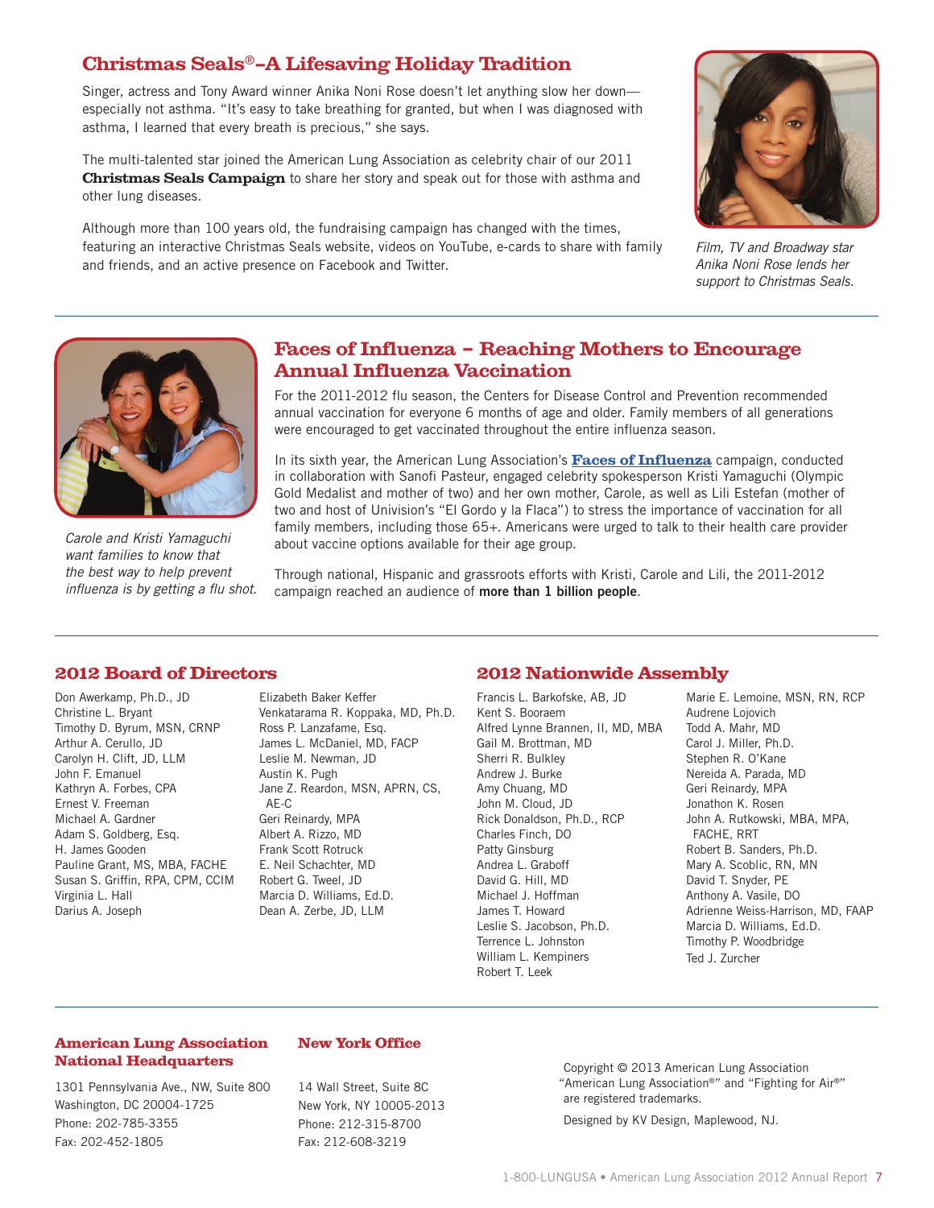## Christmas Seals®–A Lifesaving Holiday Tradition

Singer, actress and Tony Award winner Anika Noni Rose doesn't let anything slow her down—especially not asthma. "It's easy to take breathing for granted, but when I was diagnosed with asthma, I learned that every breath is precious," she says.

The multi-talented star joined the American Lung Association as celebrity chair of our 2011 **Christmas Seals Campaign** to share her story and speak out for those with asthma and other lung diseases.

Although more than 100 years old, the fundraising campaign has changed with the times, featuring an interactive Christmas Seals website, videos on YouTube, e-cards to share with family and friends, and an active presence on Facebook and Twitter.

*Film, TV and Broadway star Anika Noni Rose lends her support to Christmas Seals.*

## Faces of Influenza – Reaching Mothers to Encourage Annual Influenza Vaccination

*Carole and Kristi Yamaguchi want families to know that the best way to help prevent influenza is by getting a flu shot.*

For the 2011-2012 flu season, the Centers for Disease Control and Prevention recommended annual vaccination for everyone 6 months of age and older. Family members of all generations were encouraged to get vaccinated throughout the entire influenza season.

In its sixth year, the American Lung Association's **Faces of Influenza** campaign, conducted in collaboration with Sanofi Pasteur, engaged celebrity spokesperson Kristi Yamaguchi (Olympic Gold Medalist and mother of two) and her own mother, Carole, as well as Lili Estefan (mother of two and host of Univision's "El Gordo y la Flaca") to stress the importance of vaccination for all family members, including those 65+. Americans were urged to talk to their health care provider about vaccine options available for their age group.

Through national, Hispanic and grassroots efforts with Kristi, Carole and Lili, the 2011-2012 campaign reached an audience of **more than 1 billion people**.

## 2012 Board of Directors

Don Awerkamp, Ph.D., JD
Christine L. Bryant
Timothy D. Byrum, MSN, CRNP
Arthur A. Cerullo, JD
Carolyn H. Clift, JD, LLM
John F. Emanuel
Kathryn A. Forbes, CPA
Ernest V. Freeman
Michael A. Gardner
Adam S. Goldberg, Esq.
H. James Gooden
Pauline Grant, MS, MBA, FACHE
Susan S. Griffin, RPA, CPM, CCIM
Virginia L. Hall
Darius A. Joseph
Elizabeth Baker Keffer
Venkatarama R. Koppaka, MD, Ph.D.
Ross P. Lanzafame, Esq.
James L. McDaniel, MD, FACP
Leslie M. Newman, JD
Austin K. Pugh
Jane Z. Reardon, MSN, APRN, CS, AE-C
Geri Reinardy, MPA
Albert A. Rizzo, MD
Frank Scott Rotruck
E. Neil Schachter, MD
Robert G. Tweel, JD
Marcia D. Williams, Ed.D.
Dean A. Zerbe, JD, LLM

## 2012 Nationwide Assembly

Francis L. Barkofske, AB, JD
Kent S. Booraem
Alfred Lynne Brannen, II, MD, MBA
Gail M. Brottman, MD
Sherri R. Bulkley
Andrew J. Burke
Amy Chuang, MD
John M. Cloud, JD
Rick Donaldson, Ph.D., RCP
Charles Finch, DO
Patty Ginsburg
Andrea L. Graboff
David G. Hill, MD
Michael J. Hoffman
James T. Howard
Leslie S. Jacobson, Ph.D.
Terrence L. Johnston
William L. Kempiners
Robert T. Leek
Marie E. Lemoine, MSN, RN, RCP
Audrene Lojovich
Todd A. Mahr, MD
Carol J. Miller, Ph.D.
Stephen R. O'Kane
Nereida A. Parada, MD
Geri Reinardy, MPA
Jonathon K. Rosen
John A. Rutkowski, MBA, MPA, FACHE, RRT
Robert B. Sanders, Ph.D.
Mary A. Scoblic, RN, MN
David T. Snyder, PE
Anthony A. Vasile, DO
Adrienne Weiss-Harrison, MD, FAAP
Marcia D. Williams, Ed.D.
Timothy P. Woodbridge
Ted J. Zurcher

### American Lung Association National Headquarters

1301 Pennsylvania Ave., NW, Suite 800
Washington, DC 20004-1725
Phone: 202-785-3355
Fax: 202-452-1805

### New York Office

14 Wall Street, Suite 8C
New York, NY 10005-2013
Phone: 212-315-8700
Fax: 212-608-3219

Copyright © 2013 American Lung Association
"American Lung Association®" and "Fighting for Air®" are registered trademarks.

Designed by KV Design, Maplewood, NJ.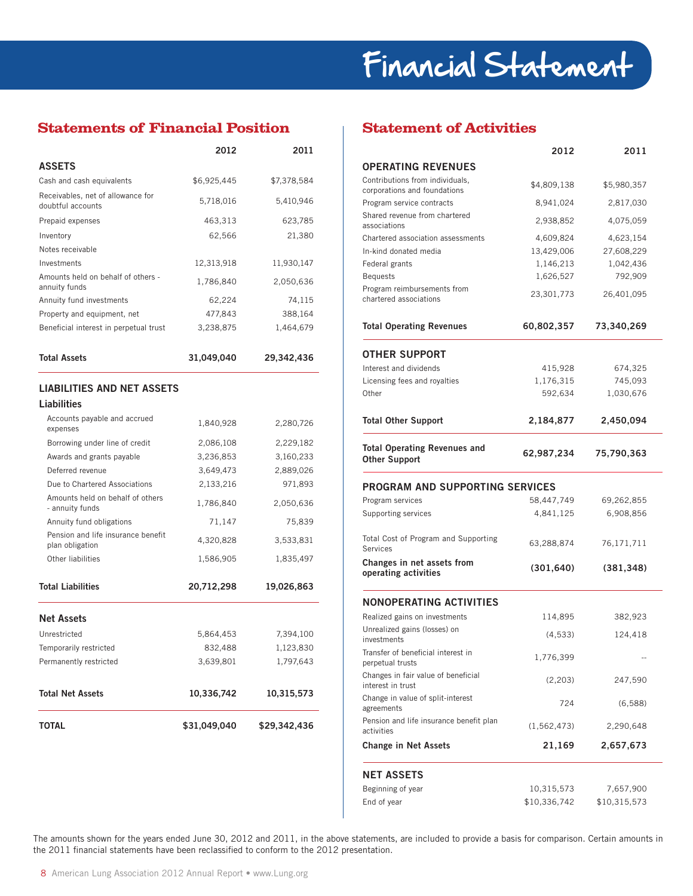# Financial Statement

## Statements of Financial Position

| | 2012 | 2011 |
|---|---|---|
| **ASSETS** | | |
| Cash and cash equivalents | $6,925,445 | $7,378,584 |
| Receivables, net of allowance for doubtful accounts | 5,718,016 | 5,410,946 |
| Prepaid expenses | 463,313 | 623,785 |
| Inventory | 62,566 | 21,380 |
| Notes receivable | | |
| Investments | 12,313,918 | 11,930,147 |
| Amounts held on behalf of others - annuity funds | 1,786,840 | 2,050,636 |
| Annuity fund investments | 62,224 | 74,115 |
| Property and equipment, net | 477,843 | 388,164 |
| Beneficial interest in perpetual trust | 3,238,875 | 1,464,679 |
| **Total Assets** | **31,049,040** | **29,342,436** |
| **LIABILITIES AND NET ASSETS** | | |
| **Liabilities** | | |
| Accounts payable and accrued expenses | 1,840,928 | 2,280,726 |
| Borrowing under line of credit | 2,086,108 | 2,229,182 |
| Awards and grants payable | 3,236,853 | 3,160,233 |
| Deferred revenue | 3,649,473 | 2,889,026 |
| Due to Chartered Associations | 2,133,216 | 971,893 |
| Amounts held on behalf of others - annuity funds | 1,786,840 | 2,050,636 |
| Annuity fund obligations | 71,147 | 75,839 |
| Pension and life insurance benefit plan obligation | 4,320,828 | 3,533,831 |
| Other liabilities | 1,586,905 | 1,835,497 |
| **Total Liabilities** | **20,712,298** | **19,026,863** |
| **Net Assets** | | |
| Unrestricted | 5,864,453 | 7,394,100 |
| Temporarily restricted | 832,488 | 1,123,830 |
| Permanently restricted | 3,639,801 | 1,797,643 |
| **Total Net Assets** | **10,336,742** | **10,315,573** |
| **TOTAL** | **$31,049,040** | **$29,342,436** |

## Statement of Activities

| | 2012 | 2011 |
|---|---|---|
| **OPERATING REVENUES** | | |
| Contributions from individuals, corporations and foundations | $4,809,138 | $5,980,357 |
| Program service contracts | 8,941,024 | 2,817,030 |
| Shared revenue from chartered associations | 2,938,852 | 4,075,059 |
| Chartered association assessments | 4,609,824 | 4,623,154 |
| In-kind donated media | 13,429,006 | 27,608,229 |
| Federal grants | 1,146,213 | 1,042,436 |
| Bequests | 1,626,527 | 792,909 |
| Program reimbursements from chartered associations | 23,301,773 | 26,401,095 |
| **Total Operating Revenues** | **60,802,357** | **73,340,269** |
| **OTHER SUPPORT** | | |
| Interest and dividends | 415,928 | 674,325 |
| Licensing fees and royalties | 1,176,315 | 745,093 |
| Other | 592,634 | 1,030,676 |
| **Total Other Support** | **2,184,877** | **2,450,094** |
| **Total Operating Revenues and Other Support** | **62,987,234** | **75,790,363** |
| **PROGRAM AND SUPPORTING SERVICES** | | |
| Program services | 58,447,749 | 69,262,855 |
| Supporting services | 4,841,125 | 6,908,856 |
| Total Cost of Program and Supporting Services | 63,288,874 | 76,171,711 |
| **Changes in net assets from operating activities** | **(301,640)** | **(381,348)** |
| **NONOPERATING ACTIVITIES** | | |
| Realized gains on investments | 114,895 | 382,923 |
| Unrealized gains (losses) on investments | (4,533) | 124,418 |
| Transfer of beneficial interest in perpetual trusts | 1,776,399 | -- |
| Changes in fair value of beneficial interest in trust | (2,203) | 247,590 |
| Change in value of split-interest agreements | 724 | (6,588) |
| Pension and life insurance benefit plan activities | (1,562,473) | 2,290,648 |
| **Change in Net Assets** | **21,169** | **2,657,673** |
| **NET ASSETS** | | |
| Beginning of year | 10,315,573 | 7,657,900 |
| End of year | $10,336,742 | $10,315,573 |

The amounts shown for the years ended June 30, 2012 and 2011, in the above statements, are included to provide a basis for comparison. Certain amounts in the 2011 financial statements have been reclassified to conform to the 2012 presentation.